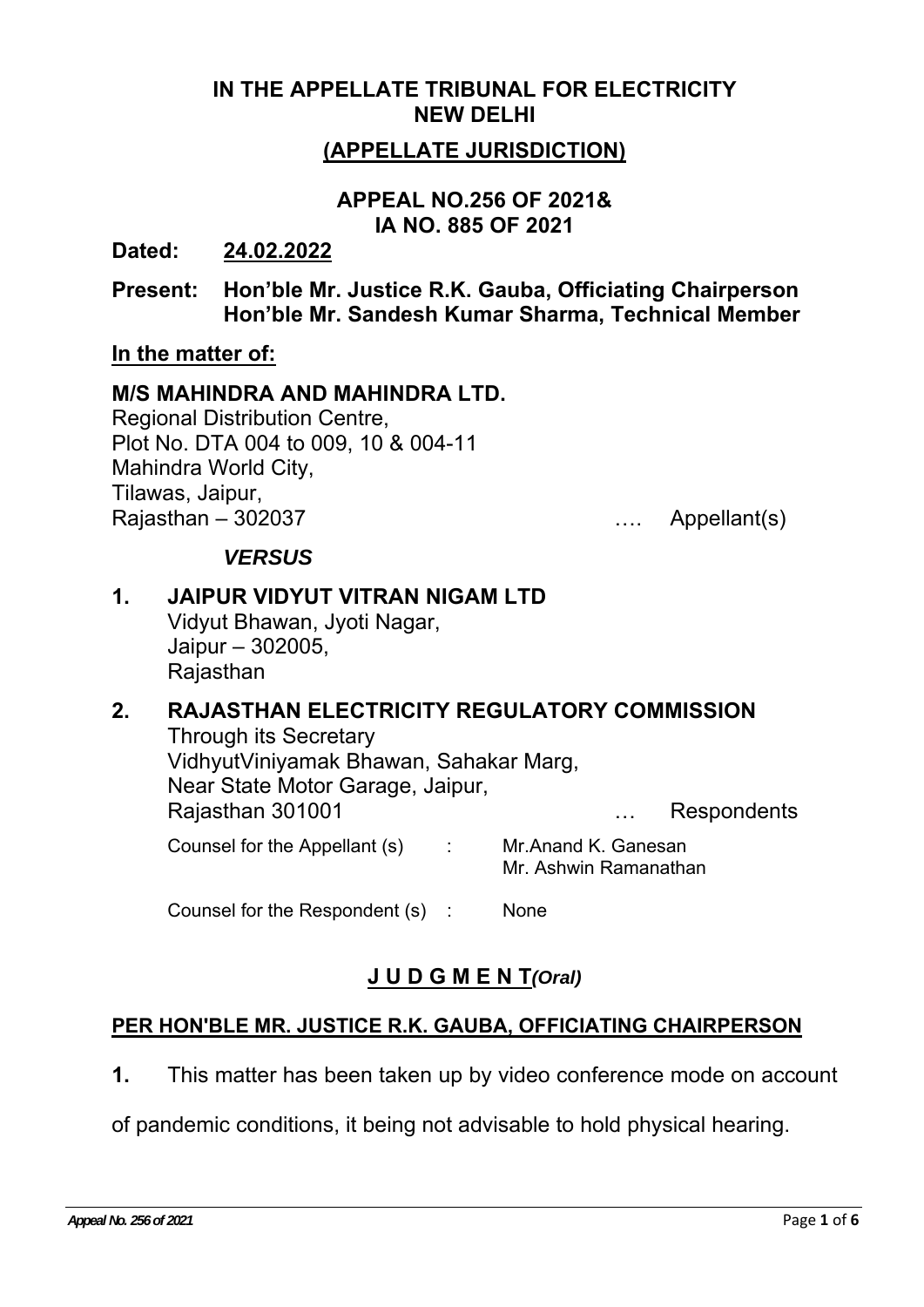# IN THE APPELLATE TRIBUNAL FOR ELECTRICITY NEW DELHI

## (APPELLATE JURISDICTION)

**APPEAL NO.256 OF 2021&**
**IA NO. 885 OF 2021**

**Dated: 24.02.2022**

**Present: Hon'ble Mr. Justice R.K. Gauba, Officiating Chairperson**
**Hon'ble Mr. Sandesh Kumar Sharma, Technical Member**

**In the matter of:**

**M/S MAHINDRA AND MAHINDRA LTD.**
Regional Distribution Centre,
Plot No. DTA 004 to 009, 10 & 004-11
Mahindra World City,
Tilawas, Jaipur,
Rajasthan – 302037 …. Appellant(s)

***VERSUS***

**1. JAIPUR VIDYUT VITRAN NIGAM LTD**
Vidyut Bhawan, Jyoti Nagar,
Jaipur – 302005,
Rajasthan

**2. RAJASTHAN ELECTRICITY REGULATORY COMMISSION**
Through its Secretary
VidhyutViniyamak Bhawan, Sahakar Marg,
Near State Motor Garage, Jaipur,
Rajasthan 301001 … Respondents

Counsel for the Appellant (s) : Mr.Anand K. Ganesan
Mr. Ashwin Ramanathan

Counsel for the Respondent (s) : None

## J U D G M E N T*(Oral)*

**PER HON'BLE MR. JUSTICE R.K. GAUBA, OFFICIATING CHAIRPERSON**

**1.** This matter has been taken up by video conference mode on account of pandemic conditions, it being not advisable to hold physical hearing.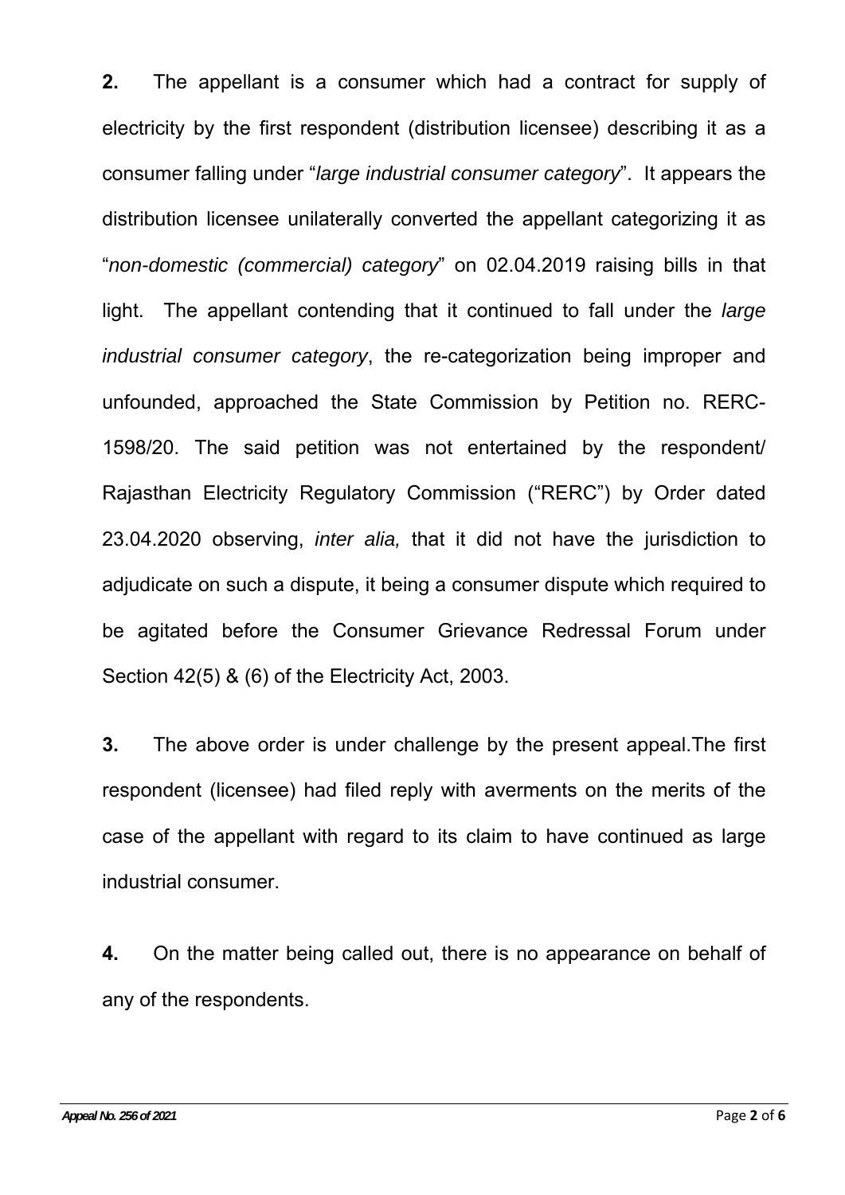**2.** The appellant is a consumer which had a contract for supply of electricity by the first respondent (distribution licensee) describing it as a consumer falling under "*large industrial consumer category*". It appears the distribution licensee unilaterally converted the appellant categorizing it as "*non-domestic (commercial) category*" on 02.04.2019 raising bills in that light. The appellant contending that it continued to fall under the *large industrial consumer category*, the re-categorization being improper and unfounded, approached the State Commission by Petition no. RERC-1598/20. The said petition was not entertained by the respondent/ Rajasthan Electricity Regulatory Commission ("RERC") by Order dated 23.04.2020 observing, *inter alia,* that it did not have the jurisdiction to adjudicate on such a dispute, it being a consumer dispute which required to be agitated before the Consumer Grievance Redressal Forum under Section 42(5) & (6) of the Electricity Act, 2003.

**3.** The above order is under challenge by the present appeal.The first respondent (licensee) had filed reply with averments on the merits of the case of the appellant with regard to its claim to have continued as large industrial consumer.

**4.** On the matter being called out, there is no appearance on behalf of any of the respondents.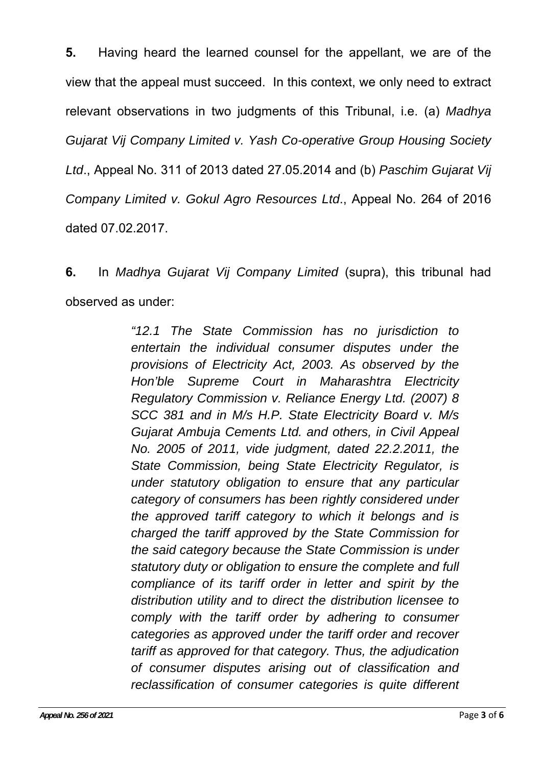**5.** Having heard the learned counsel for the appellant, we are of the view that the appeal must succeed. In this context, we only need to extract relevant observations in two judgments of this Tribunal, i.e. (a) *Madhya Gujarat Vij Company Limited v. Yash Co-operative Group Housing Society Ltd*., Appeal No. 311 of 2013 dated 27.05.2014 and (b) *Paschim Gujarat Vij Company Limited v. Gokul Agro Resources Ltd*., Appeal No. 264 of 2016 dated 07.02.2017.

**6.** In *Madhya Gujarat Vij Company Limited* (supra), this tribunal had observed as under:

> *"12.1 The State Commission has no jurisdiction to entertain the individual consumer disputes under the provisions of Electricity Act, 2003. As observed by the Hon'ble Supreme Court in Maharashtra Electricity Regulatory Commission v. Reliance Energy Ltd. (2007) 8 SCC 381 and in M/s H.P. State Electricity Board v. M/s Gujarat Ambuja Cements Ltd. and others, in Civil Appeal No. 2005 of 2011, vide judgment, dated 22.2.2011, the State Commission, being State Electricity Regulator, is under statutory obligation to ensure that any particular category of consumers has been rightly considered under the approved tariff category to which it belongs and is charged the tariff approved by the State Commission for the said category because the State Commission is under statutory duty or obligation to ensure the complete and full compliance of its tariff order in letter and spirit by the distribution utility and to direct the distribution licensee to comply with the tariff order by adhering to consumer categories as approved under the tariff order and recover tariff as approved for that category. Thus, the adjudication of consumer disputes arising out of classification and reclassification of consumer categories is quite different*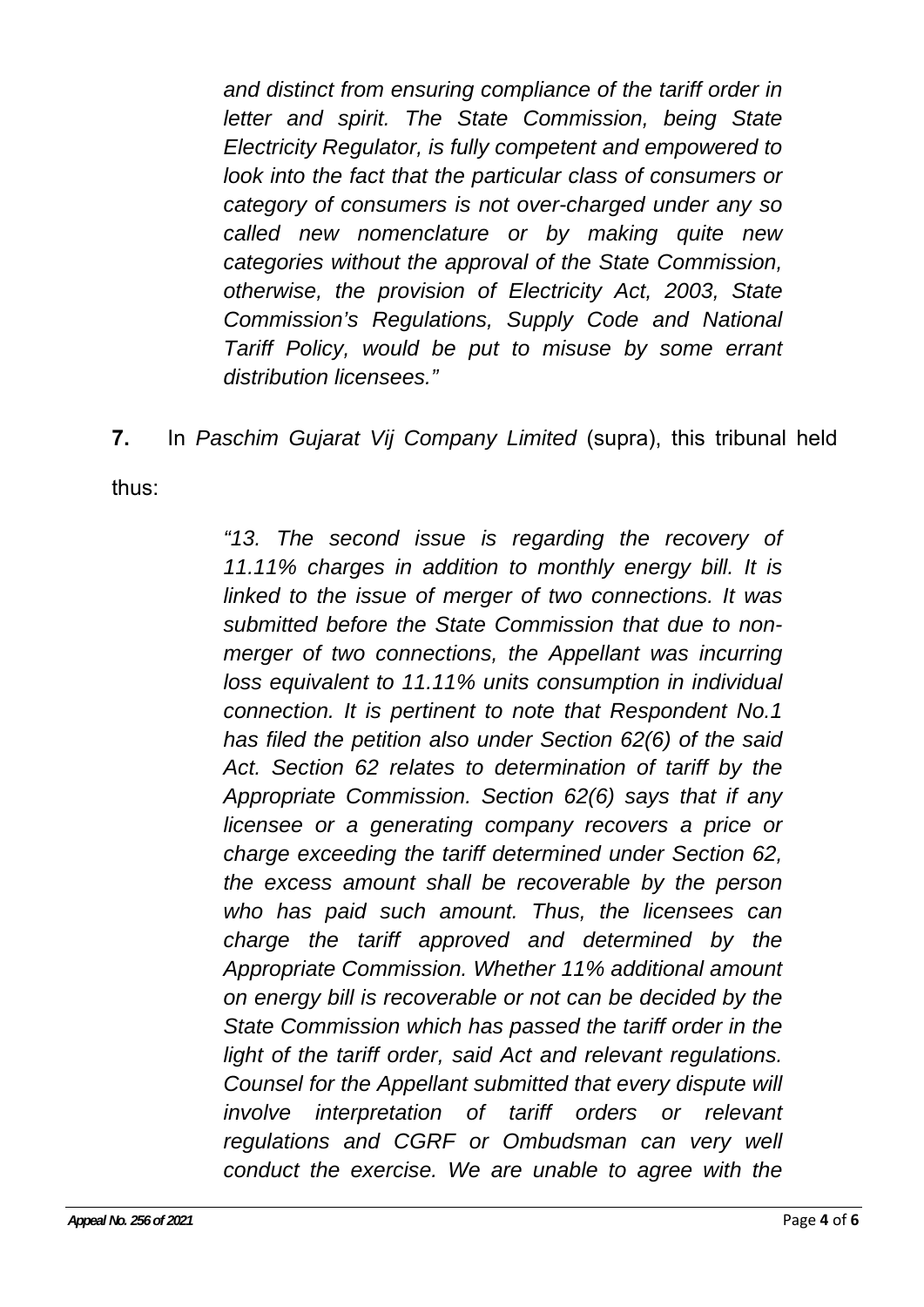> *and distinct from ensuring compliance of the tariff order in letter and spirit. The State Commission, being State Electricity Regulator, is fully competent and empowered to look into the fact that the particular class of consumers or category of consumers is not over-charged under any so called new nomenclature or by making quite new categories without the approval of the State Commission, otherwise, the provision of Electricity Act, 2003, State Commission's Regulations, Supply Code and National Tariff Policy, would be put to misuse by some errant distribution licensees."*

**7.** In *Paschim Gujarat Vij Company Limited* (supra), this tribunal held thus:

> *"13. The second issue is regarding the recovery of 11.11% charges in addition to monthly energy bill. It is linked to the issue of merger of two connections. It was submitted before the State Commission that due to non-merger of two connections, the Appellant was incurring loss equivalent to 11.11% units consumption in individual connection. It is pertinent to note that Respondent No.1 has filed the petition also under Section 62(6) of the said Act. Section 62 relates to determination of tariff by the Appropriate Commission. Section 62(6) says that if any licensee or a generating company recovers a price or charge exceeding the tariff determined under Section 62, the excess amount shall be recoverable by the person who has paid such amount. Thus, the licensees can charge the tariff approved and determined by the Appropriate Commission. Whether 11% additional amount on energy bill is recoverable or not can be decided by the State Commission which has passed the tariff order in the light of the tariff order, said Act and relevant regulations. Counsel for the Appellant submitted that every dispute will involve interpretation of tariff orders or relevant regulations and CGRF or Ombudsman can very well conduct the exercise. We are unable to agree with the*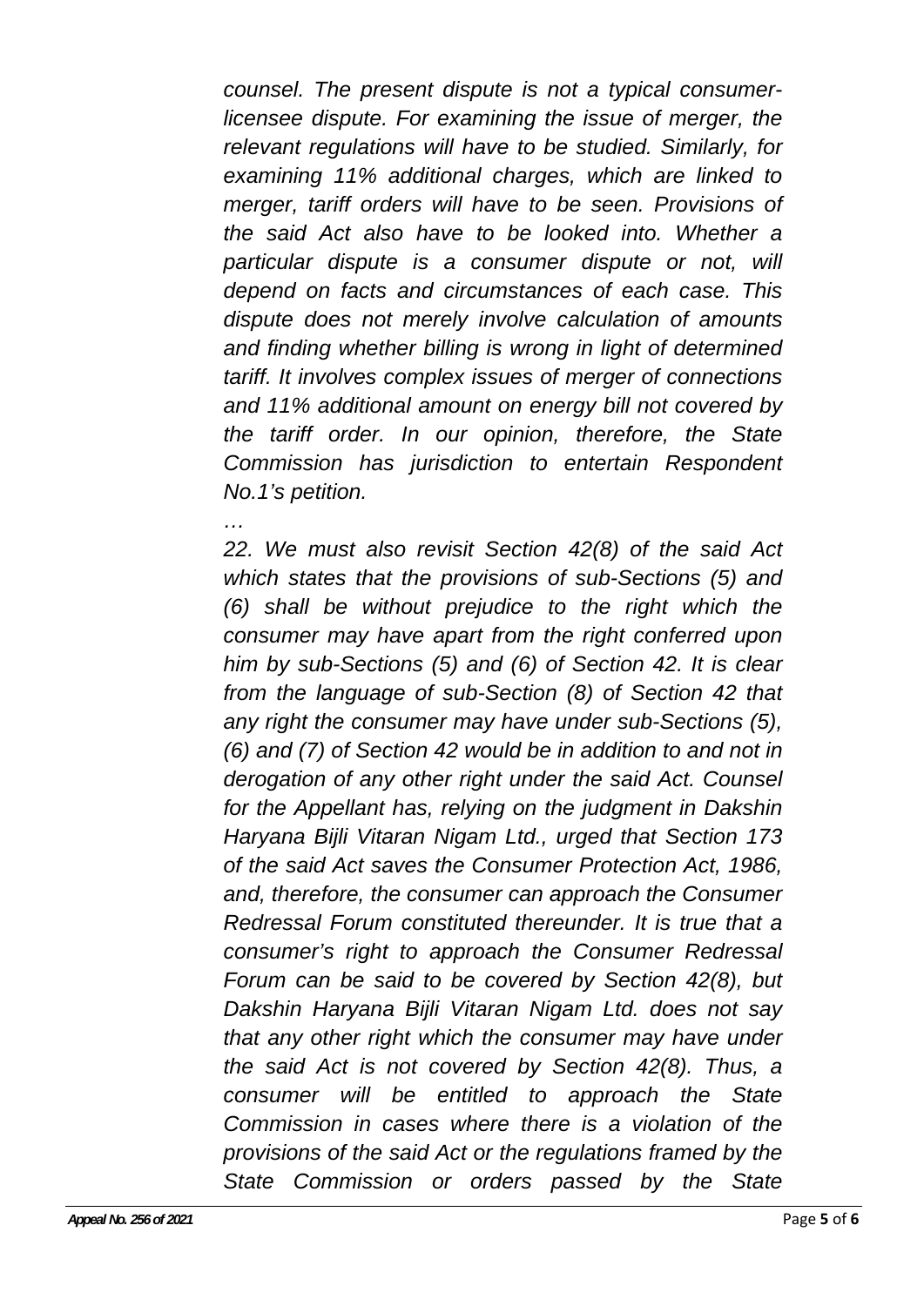*counsel. The present dispute is not a typical consumer-licensee dispute. For examining the issue of merger, the relevant regulations will have to be studied. Similarly, for examining 11% additional charges, which are linked to merger, tariff orders will have to be seen. Provisions of the said Act also have to be looked into. Whether a particular dispute is a consumer dispute or not, will depend on facts and circumstances of each case. This dispute does not merely involve calculation of amounts and finding whether billing is wrong in light of determined tariff. It involves complex issues of merger of connections and 11% additional amount on energy bill not covered by the tariff order. In our opinion, therefore, the State Commission has jurisdiction to entertain Respondent No.1's petition.*

*…*

*22. We must also revisit Section 42(8) of the said Act which states that the provisions of sub-Sections (5) and (6) shall be without prejudice to the right which the consumer may have apart from the right conferred upon him by sub-Sections (5) and (6) of Section 42. It is clear from the language of sub-Section (8) of Section 42 that any right the consumer may have under sub-Sections (5), (6) and (7) of Section 42 would be in addition to and not in derogation of any other right under the said Act. Counsel for the Appellant has, relying on the judgment in Dakshin Haryana Bijli Vitaran Nigam Ltd., urged that Section 173 of the said Act saves the Consumer Protection Act, 1986, and, therefore, the consumer can approach the Consumer Redressal Forum constituted thereunder. It is true that a consumer's right to approach the Consumer Redressal Forum can be said to be covered by Section 42(8), but Dakshin Haryana Bijli Vitaran Nigam Ltd. does not say that any other right which the consumer may have under the said Act is not covered by Section 42(8). Thus, a consumer will be entitled to approach the State Commission in cases where there is a violation of the provisions of the said Act or the regulations framed by the State Commission or orders passed by the State*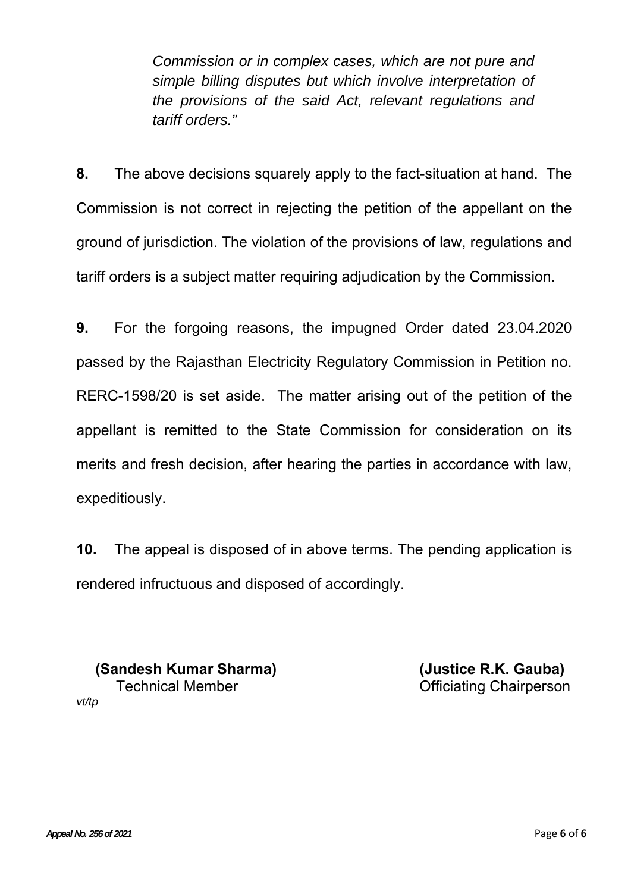*Commission or in complex cases, which are not pure and simple billing disputes but which involve interpretation of the provisions of the said Act, relevant regulations and tariff orders."*

**8.** The above decisions squarely apply to the fact-situation at hand. The Commission is not correct in rejecting the petition of the appellant on the ground of jurisdiction. The violation of the provisions of law, regulations and tariff orders is a subject matter requiring adjudication by the Commission.

**9.** For the forgoing reasons, the impugned Order dated 23.04.2020 passed by the Rajasthan Electricity Regulatory Commission in Petition no. RERC-1598/20 is set aside. The matter arising out of the petition of the appellant is remitted to the State Commission for consideration on its merits and fresh decision, after hearing the parties in accordance with law, expeditiously.

**10.** The appeal is disposed of in above terms. The pending application is rendered infructuous and disposed of accordingly.

**(Sandesh Kumar Sharma)**
Technical Member

**(Justice R.K. Gauba)**
Officiating Chairperson

*vt/tp*